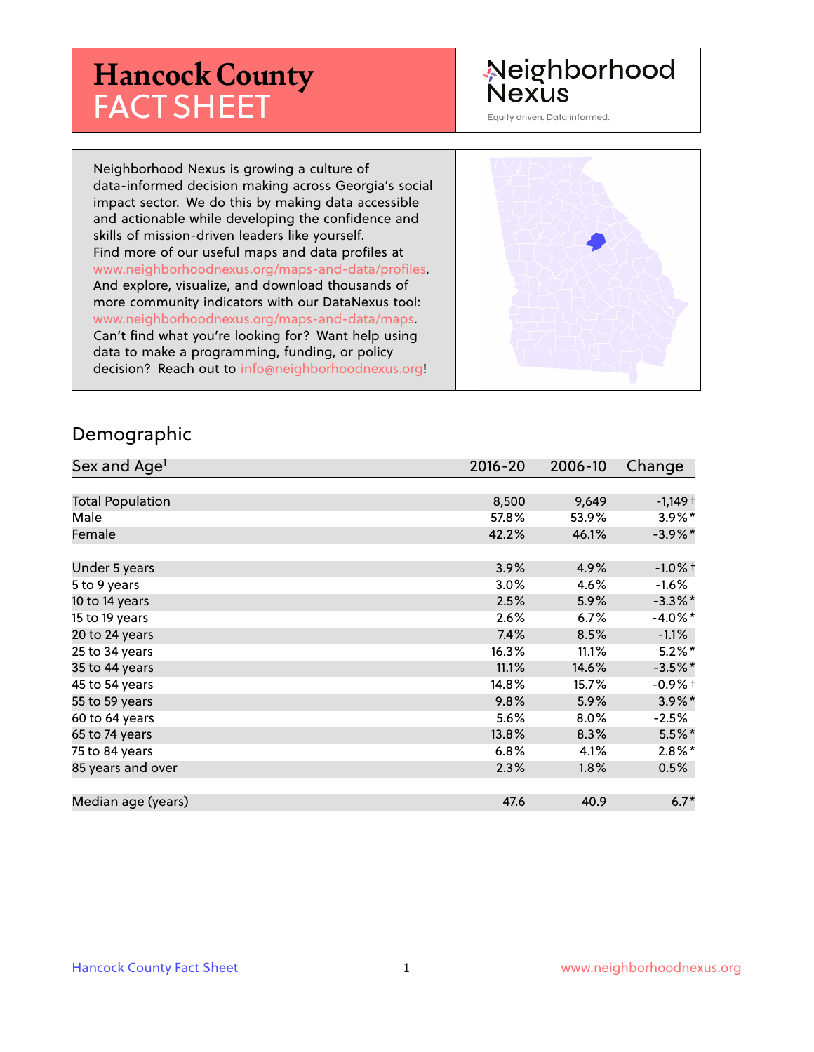# Hancock County FACT SHEET

Neighborhood Nexus

Equity driven. Data informed.

Neighborhood Nexus is growing a culture of data-informed decision making across Georgia's social impact sector. We do this by making data accessible and actionable while developing the confidence and skills of mission-driven leaders like yourself. Find more of our useful maps and data profiles at www.neighborhoodnexus.org/maps-and-data/profiles. And explore, visualize, and download thousands of more community indicators with our DataNexus tool: www.neighborhoodnexus.org/maps-and-data/maps. Can't find what you're looking for? Want help using data to make a programming, funding, or policy decision? Reach out to info@neighborhoodnexus.org!

## Demographic

| Sex and Age[1] | 2016-20 | 2006-10 | Change |
|---|---|---|---|
| Total Population | 8,500 | 9,649 | -1,149 † |
| Male | 57.8% | 53.9% | 3.9%* |
| Female | 42.2% | 46.1% | -3.9%* |
| Under 5 years | 3.9% | 4.9% | -1.0% † |
| 5 to 9 years | 3.0% | 4.6% | -1.6% |
| 10 to 14 years | 2.5% | 5.9% | -3.3%* |
| 15 to 19 years | 2.6% | 6.7% | -4.0%* |
| 20 to 24 years | 7.4% | 8.5% | -1.1% |
| 25 to 34 years | 16.3% | 11.1% | 5.2%* |
| 35 to 44 years | 11.1% | 14.6% | -3.5%* |
| 45 to 54 years | 14.8% | 15.7% | -0.9% † |
| 55 to 59 years | 9.8% | 5.9% | 3.9%* |
| 60 to 64 years | 5.6% | 8.0% | -2.5% |
| 65 to 74 years | 13.8% | 8.3% | 5.5%* |
| 75 to 84 years | 6.8% | 4.1% | 2.8%* |
| 85 years and over | 2.3% | 1.8% | 0.5% |
| Median age (years) | 47.6 | 40.9 | 6.7* |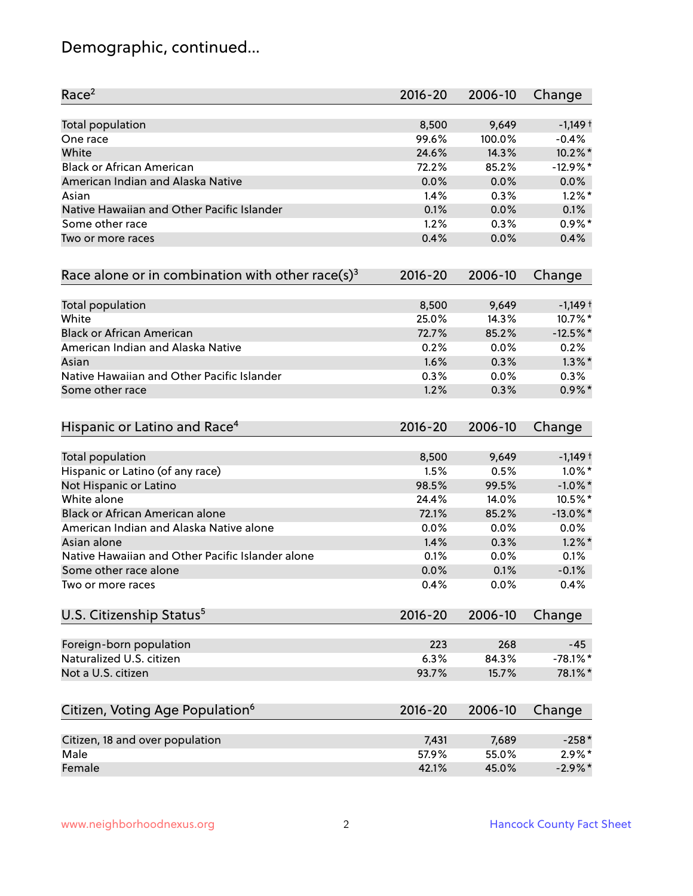# Demographic, continued...

| Race[2] | 2016-20 | 2006-10 | Change |
|---|---|---|---|
| Total population | 8,500 | 9,649 | -1,149 † |
| One race | 99.6% | 100.0% | -0.4% |
| White | 24.6% | 14.3% | 10.2% * |
| Black or African American | 72.2% | 85.2% | -12.9% * |
| American Indian and Alaska Native | 0.0% | 0.0% | 0.0% |
| Asian | 1.4% | 0.3% | 1.2% * |
| Native Hawaiian and Other Pacific Islander | 0.1% | 0.0% | 0.1% |
| Some other race | 1.2% | 0.3% | 0.9% * |
| Two or more races | 0.4% | 0.0% | 0.4% |

| Race alone or in combination with other race(s)[3] | 2016-20 | 2006-10 | Change |
|---|---|---|---|
| Total population | 8,500 | 9,649 | -1,149 † |
| White | 25.0% | 14.3% | 10.7% * |
| Black or African American | 72.7% | 85.2% | -12.5% * |
| American Indian and Alaska Native | 0.2% | 0.0% | 0.2% |
| Asian | 1.6% | 0.3% | 1.3% * |
| Native Hawaiian and Other Pacific Islander | 0.3% | 0.0% | 0.3% |
| Some other race | 1.2% | 0.3% | 0.9% * |

| Hispanic or Latino and Race[4] | 2016-20 | 2006-10 | Change |
|---|---|---|---|
| Total population | 8,500 | 9,649 | -1,149 † |
| Hispanic or Latino (of any race) | 1.5% | 0.5% | 1.0% * |
| Not Hispanic or Latino | 98.5% | 99.5% | -1.0% * |
| White alone | 24.4% | 14.0% | 10.5% * |
| Black or African American alone | 72.1% | 85.2% | -13.0% * |
| American Indian and Alaska Native alone | 0.0% | 0.0% | 0.0% |
| Asian alone | 1.4% | 0.3% | 1.2% * |
| Native Hawaiian and Other Pacific Islander alone | 0.1% | 0.0% | 0.1% |
| Some other race alone | 0.0% | 0.1% | -0.1% |
| Two or more races | 0.4% | 0.0% | 0.4% |

| U.S. Citizenship Status[5] | 2016-20 | 2006-10 | Change |
|---|---|---|---|
| Foreign-born population | 223 | 268 | -45 |
| Naturalized U.S. citizen | 6.3% | 84.3% | -78.1% * |
| Not a U.S. citizen | 93.7% | 15.7% | 78.1% * |

| Citizen, Voting Age Population[6] | 2016-20 | 2006-10 | Change |
|---|---|---|---|
| Citizen, 18 and over population | 7,431 | 7,689 | -258 * |
| Male | 57.9% | 55.0% | 2.9% * |
| Female | 42.1% | 45.0% | -2.9% * |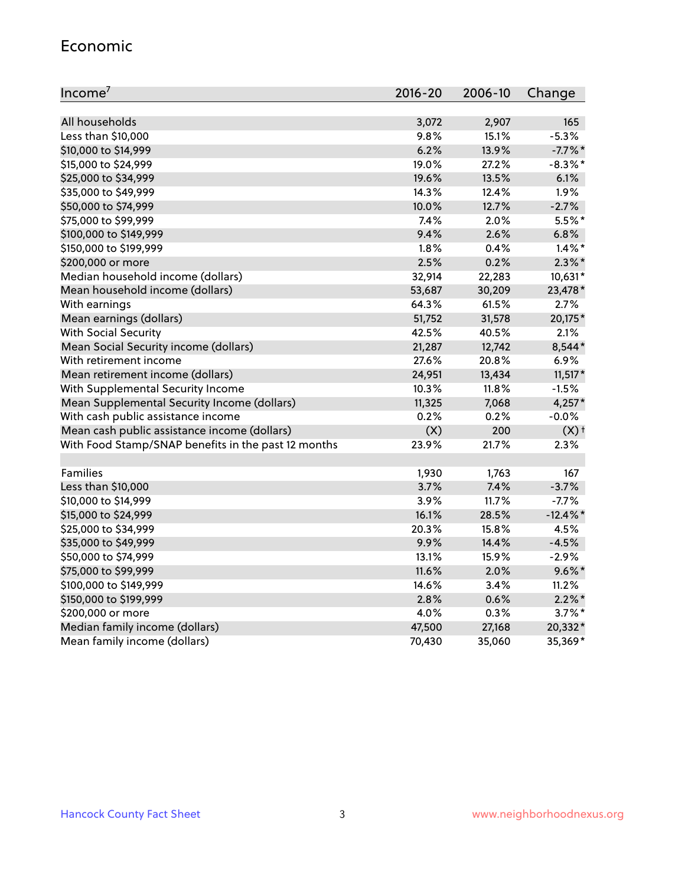## Economic

| Income[7] | 2016-20 | 2006-10 | Change |
|---|---|---|---|
| All households | 3,072 | 2,907 | 165 |
| Less than $10,000 | 9.8% | 15.1% | -5.3% |
| $10,000 to $14,999 | 6.2% | 13.9% | -7.7%* |
| $15,000 to $24,999 | 19.0% | 27.2% | -8.3%* |
| $25,000 to $34,999 | 19.6% | 13.5% | 6.1% |
| $35,000 to $49,999 | 14.3% | 12.4% | 1.9% |
| $50,000 to $74,999 | 10.0% | 12.7% | -2.7% |
| $75,000 to $99,999 | 7.4% | 2.0% | 5.5%* |
| $100,000 to $149,999 | 9.4% | 2.6% | 6.8% |
| $150,000 to $199,999 | 1.8% | 0.4% | 1.4%* |
| $200,000 or more | 2.5% | 0.2% | 2.3%* |
| Median household income (dollars) | 32,914 | 22,283 | 10,631* |
| Mean household income (dollars) | 53,687 | 30,209 | 23,478* |
| With earnings | 64.3% | 61.5% | 2.7% |
| Mean earnings (dollars) | 51,752 | 31,578 | 20,175* |
| With Social Security | 42.5% | 40.5% | 2.1% |
| Mean Social Security income (dollars) | 21,287 | 12,742 | 8,544* |
| With retirement income | 27.6% | 20.8% | 6.9% |
| Mean retirement income (dollars) | 24,951 | 13,434 | 11,517* |
| With Supplemental Security Income | 10.3% | 11.8% | -1.5% |
| Mean Supplemental Security Income (dollars) | 11,325 | 7,068 | 4,257* |
| With cash public assistance income | 0.2% | 0.2% | -0.0% |
| Mean cash public assistance income (dollars) | (X) | 200 | (X)† |
| With Food Stamp/SNAP benefits in the past 12 months | 23.9% | 21.7% | 2.3% |
| | | | |
| Families | 1,930 | 1,763 | 167 |
| Less than $10,000 | 3.7% | 7.4% | -3.7% |
| $10,000 to $14,999 | 3.9% | 11.7% | -7.7% |
| $15,000 to $24,999 | 16.1% | 28.5% | -12.4%* |
| $25,000 to $34,999 | 20.3% | 15.8% | 4.5% |
| $35,000 to $49,999 | 9.9% | 14.4% | -4.5% |
| $50,000 to $74,999 | 13.1% | 15.9% | -2.9% |
| $75,000 to $99,999 | 11.6% | 2.0% | 9.6%* |
| $100,000 to $149,999 | 14.6% | 3.4% | 11.2% |
| $150,000 to $199,999 | 2.8% | 0.6% | 2.2%* |
| $200,000 or more | 4.0% | 0.3% | 3.7%* |
| Median family income (dollars) | 47,500 | 27,168 | 20,332* |
| Mean family income (dollars) | 70,430 | 35,060 | 35,369* |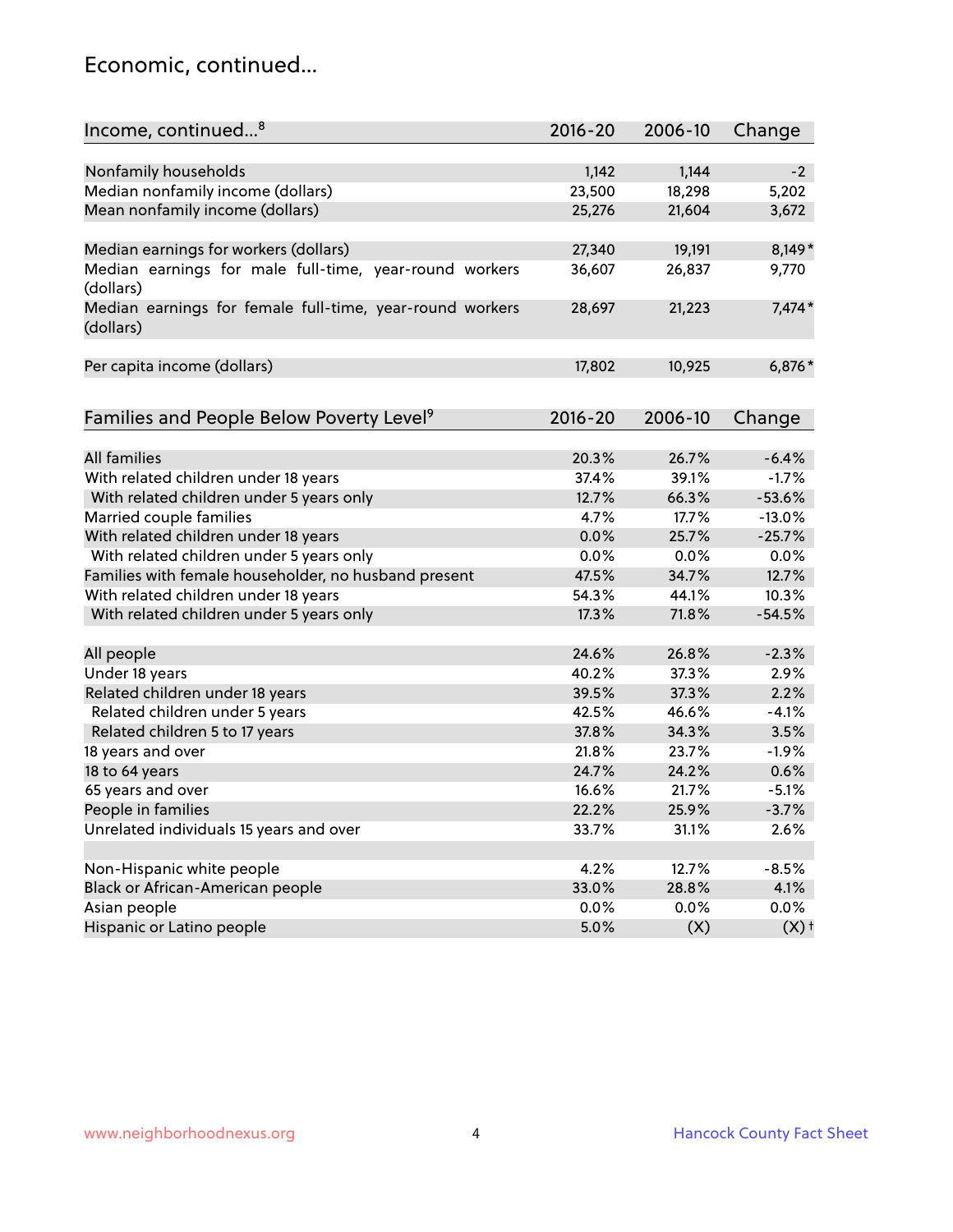## Economic, continued...

| Income, continued...[8] | 2016-20 | 2006-10 | Change |
|---|---|---|---|
| Nonfamily households | 1,142 | 1,144 | -2 |
| Median nonfamily income (dollars) | 23,500 | 18,298 | 5,202 |
| Mean nonfamily income (dollars) | 25,276 | 21,604 | 3,672 |
| Median earnings for workers (dollars) | 27,340 | 19,191 | 8,149* |
| Median earnings for male full-time, year-round workers (dollars) | 36,607 | 26,837 | 9,770 |
| Median earnings for female full-time, year-round workers (dollars) | 28,697 | 21,223 | 7,474* |
| Per capita income (dollars) | 17,802 | 10,925 | 6,876* |

| Families and People Below Poverty Level[9] | 2016-20 | 2006-10 | Change |
|---|---|---|---|
| All families | 20.3% | 26.7% | -6.4% |
| With related children under 18 years | 37.4% | 39.1% | -1.7% |
| With related children under 5 years only | 12.7% | 66.3% | -53.6% |
| Married couple families | 4.7% | 17.7% | -13.0% |
| With related children under 18 years | 0.0% | 25.7% | -25.7% |
| With related children under 5 years only | 0.0% | 0.0% | 0.0% |
| Families with female householder, no husband present | 47.5% | 34.7% | 12.7% |
| With related children under 18 years | 54.3% | 44.1% | 10.3% |
| With related children under 5 years only | 17.3% | 71.8% | -54.5% |
| All people | 24.6% | 26.8% | -2.3% |
| Under 18 years | 40.2% | 37.3% | 2.9% |
| Related children under 18 years | 39.5% | 37.3% | 2.2% |
| Related children under 5 years | 42.5% | 46.6% | -4.1% |
| Related children 5 to 17 years | 37.8% | 34.3% | 3.5% |
| 18 years and over | 21.8% | 23.7% | -1.9% |
| 18 to 64 years | 24.7% | 24.2% | 0.6% |
| 65 years and over | 16.6% | 21.7% | -5.1% |
| People in families | 22.2% | 25.9% | -3.7% |
| Unrelated individuals 15 years and over | 33.7% | 31.1% | 2.6% |
| Non-Hispanic white people | 4.2% | 12.7% | -8.5% |
| Black or African-American people | 33.0% | 28.8% | 4.1% |
| Asian people | 0.0% | 0.0% | 0.0% |
| Hispanic or Latino people | 5.0% | (X) | (X)† |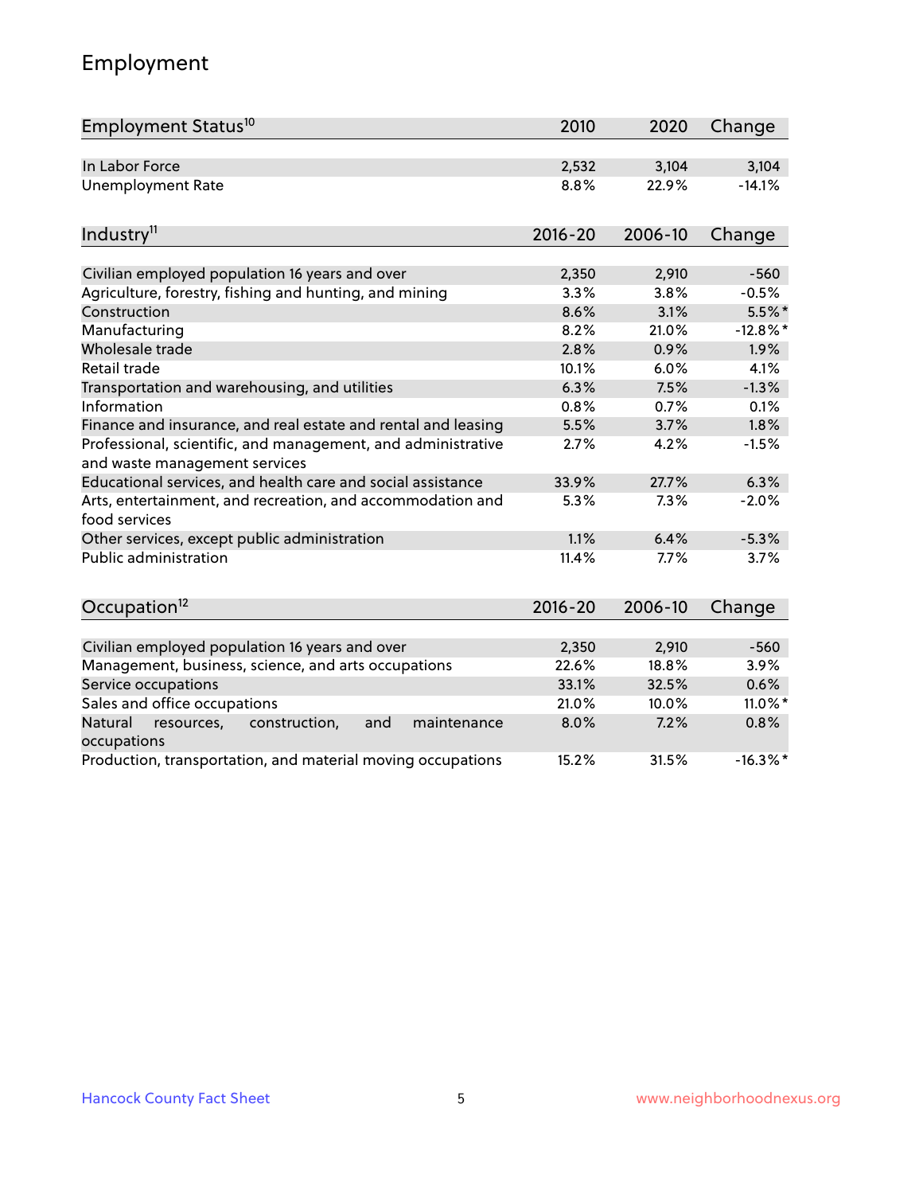# Employment

| Employment Status[10] | 2010 | 2020 | Change |
|---|---|---|---|
| In Labor Force | 2,532 | 3,104 | 3,104 |
| Unemployment Rate | 8.8% | 22.9% | -14.1% |

| Industry[11] | 2016-20 | 2006-10 | Change |
|---|---|---|---|
| Civilian employed population 16 years and over | 2,350 | 2,910 | -560 |
| Agriculture, forestry, fishing and hunting, and mining | 3.3% | 3.8% | -0.5% |
| Construction | 8.6% | 3.1% | 5.5%* |
| Manufacturing | 8.2% | 21.0% | -12.8%* |
| Wholesale trade | 2.8% | 0.9% | 1.9% |
| Retail trade | 10.1% | 6.0% | 4.1% |
| Transportation and warehousing, and utilities | 6.3% | 7.5% | -1.3% |
| Information | 0.8% | 0.7% | 0.1% |
| Finance and insurance, and real estate and rental and leasing | 5.5% | 3.7% | 1.8% |
| Professional, scientific, and management, and administrative and waste management services | 2.7% | 4.2% | -1.5% |
| Educational services, and health care and social assistance | 33.9% | 27.7% | 6.3% |
| Arts, entertainment, and recreation, and accommodation and food services | 5.3% | 7.3% | -2.0% |
| Other services, except public administration | 1.1% | 6.4% | -5.3% |
| Public administration | 11.4% | 7.7% | 3.7% |

| Occupation[12] | 2016-20 | 2006-10 | Change |
|---|---|---|---|
| Civilian employed population 16 years and over | 2,350 | 2,910 | -560 |
| Management, business, science, and arts occupations | 22.6% | 18.8% | 3.9% |
| Service occupations | 33.1% | 32.5% | 0.6% |
| Sales and office occupations | 21.0% | 10.0% | 11.0%* |
| Natural resources, construction, and maintenance occupations | 8.0% | 7.2% | 0.8% |
| Production, transportation, and material moving occupations | 15.2% | 31.5% | -16.3%* |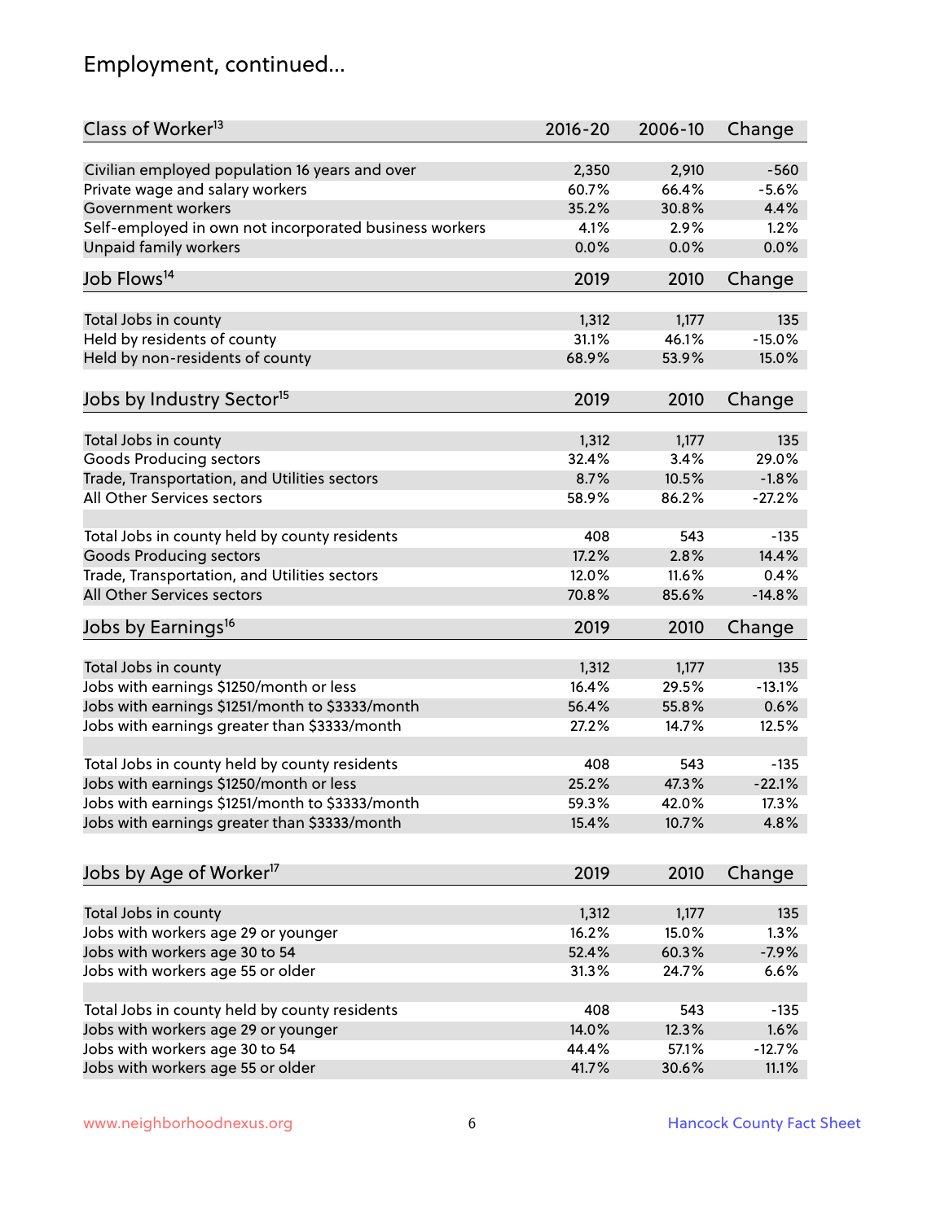# Employment, continued...

| Class of Worker[13] | 2016-20 | 2006-10 | Change |
|---|---|---|---|
| Civilian employed population 16 years and over | 2,350 | 2,910 | -560 |
| Private wage and salary workers | 60.7% | 66.4% | -5.6% |
| Government workers | 35.2% | 30.8% | 4.4% |
| Self-employed in own not incorporated business workers | 4.1% | 2.9% | 1.2% |
| Unpaid family workers | 0.0% | 0.0% | 0.0% |

| Job Flows[14] | 2019 | 2010 | Change |
|---|---|---|---|
| Total Jobs in county | 1,312 | 1,177 | 135 |
| Held by residents of county | 31.1% | 46.1% | -15.0% |
| Held by non-residents of county | 68.9% | 53.9% | 15.0% |

| Jobs by Industry Sector[15] | 2019 | 2010 | Change |
|---|---|---|---|
| Total Jobs in county | 1,312 | 1,177 | 135 |
| Goods Producing sectors | 32.4% | 3.4% | 29.0% |
| Trade, Transportation, and Utilities sectors | 8.7% | 10.5% | -1.8% |
| All Other Services sectors | 58.9% | 86.2% | -27.2% |
| | | | |
| Total Jobs in county held by county residents | 408 | 543 | -135 |
| Goods Producing sectors | 17.2% | 2.8% | 14.4% |
| Trade, Transportation, and Utilities sectors | 12.0% | 11.6% | 0.4% |
| All Other Services sectors | 70.8% | 85.6% | -14.8% |

| Jobs by Earnings[16] | 2019 | 2010 | Change |
|---|---|---|---|
| Total Jobs in county | 1,312 | 1,177 | 135 |
| Jobs with earnings $1250/month or less | 16.4% | 29.5% | -13.1% |
| Jobs with earnings $1251/month to $3333/month | 56.4% | 55.8% | 0.6% |
| Jobs with earnings greater than $3333/month | 27.2% | 14.7% | 12.5% |
| | | | |
| Total Jobs in county held by county residents | 408 | 543 | -135 |
| Jobs with earnings $1250/month or less | 25.2% | 47.3% | -22.1% |
| Jobs with earnings $1251/month to $3333/month | 59.3% | 42.0% | 17.3% |
| Jobs with earnings greater than $3333/month | 15.4% | 10.7% | 4.8% |

| Jobs by Age of Worker[17] | 2019 | 2010 | Change |
|---|---|---|---|
| Total Jobs in county | 1,312 | 1,177 | 135 |
| Jobs with workers age 29 or younger | 16.2% | 15.0% | 1.3% |
| Jobs with workers age 30 to 54 | 52.4% | 60.3% | -7.9% |
| Jobs with workers age 55 or older | 31.3% | 24.7% | 6.6% |
| | | | |
| Total Jobs in county held by county residents | 408 | 543 | -135 |
| Jobs with workers age 29 or younger | 14.0% | 12.3% | 1.6% |
| Jobs with workers age 30 to 54 | 44.4% | 57.1% | -12.7% |
| Jobs with workers age 55 or older | 41.7% | 30.6% | 11.1% |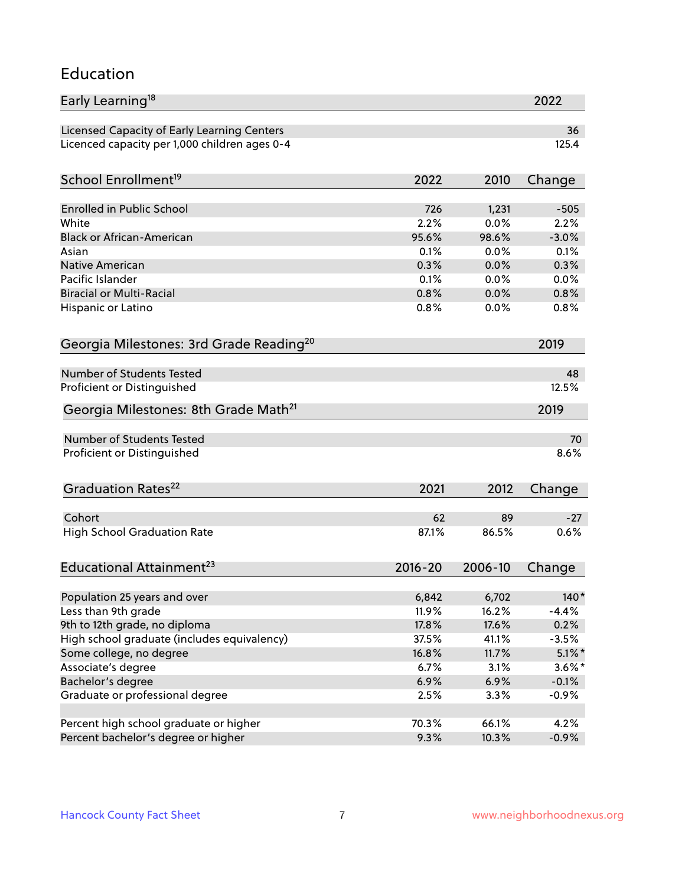# Education

| Early Learning[18] | 2022 |
| --- | --- |
| Licensed Capacity of Early Learning Centers | 36 |
| Licenced capacity per 1,000 children ages 0-4 | 125.4 |

| School Enrollment[19] | 2022 | 2010 | Change |
| --- | --- | --- | --- |
| Enrolled in Public School | 726 | 1,231 | -505 |
| White | 2.2% | 0.0% | 2.2% |
| Black or African-American | 95.6% | 98.6% | -3.0% |
| Asian | 0.1% | 0.0% | 0.1% |
| Native American | 0.3% | 0.0% | 0.3% |
| Pacific Islander | 0.1% | 0.0% | 0.0% |
| Biracial or Multi-Racial | 0.8% | 0.0% | 0.8% |
| Hispanic or Latino | 0.8% | 0.0% | 0.8% |

| Georgia Milestones: 3rd Grade Reading[20] | 2019 |
| --- | --- |
| Number of Students Tested | 48 |
| Proficient or Distinguished | 12.5% |

| Georgia Milestones: 8th Grade Math[21] | 2019 |
| --- | --- |
| Number of Students Tested | 70 |
| Proficient or Distinguished | 8.6% |

| Graduation Rates[22] | 2021 | 2012 | Change |
| --- | --- | --- | --- |
| Cohort | 62 | 89 | -27 |
| High School Graduation Rate | 87.1% | 86.5% | 0.6% |

| Educational Attainment[23] | 2016-20 | 2006-10 | Change |
| --- | --- | --- | --- |
| Population 25 years and over | 6,842 | 6,702 | 140* |
| Less than 9th grade | 11.9% | 16.2% | -4.4% |
| 9th to 12th grade, no diploma | 17.8% | 17.6% | 0.2% |
| High school graduate (includes equivalency) | 37.5% | 41.1% | -3.5% |
| Some college, no degree | 16.8% | 11.7% | 5.1%* |
| Associate's degree | 6.7% | 3.1% | 3.6%* |
| Bachelor's degree | 6.9% | 6.9% | -0.1% |
| Graduate or professional degree | 2.5% | 3.3% | -0.9% |
| | | | |
| Percent high school graduate or higher | 70.3% | 66.1% | 4.2% |
| Percent bachelor's degree or higher | 9.3% | 10.3% | -0.9% |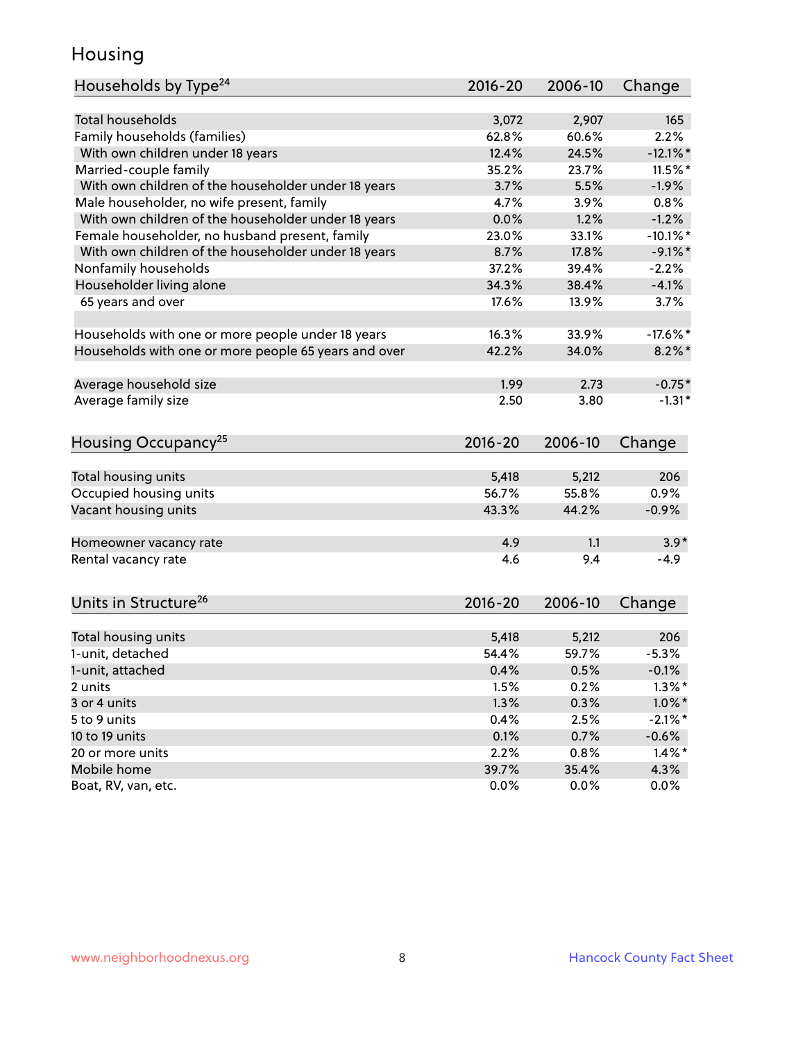# Housing

| Households by Type[24] | 2016-20 | 2006-10 | Change |
|---|---|---|---|
| Total households | 3,072 | 2,907 | 165 |
| Family households (families) | 62.8% | 60.6% | 2.2% |
| With own children under 18 years | 12.4% | 24.5% | -12.1%* |
| Married-couple family | 35.2% | 23.7% | 11.5%* |
| With own children of the householder under 18 years | 3.7% | 5.5% | -1.9% |
| Male householder, no wife present, family | 4.7% | 3.9% | 0.8% |
| With own children of the householder under 18 years | 0.0% | 1.2% | -1.2% |
| Female householder, no husband present, family | 23.0% | 33.1% | -10.1%* |
| With own children of the householder under 18 years | 8.7% | 17.8% | -9.1%* |
| Nonfamily households | 37.2% | 39.4% | -2.2% |
| Householder living alone | 34.3% | 38.4% | -4.1% |
| 65 years and over | 17.6% | 13.9% | 3.7% |
| | | | |
| Households with one or more people under 18 years | 16.3% | 33.9% | -17.6%* |
| Households with one or more people 65 years and over | 42.2% | 34.0% | 8.2%* |
| | | | |
| Average household size | 1.99 | 2.73 | -0.75* |
| Average family size | 2.50 | 3.80 | -1.31* |

| Housing Occupancy[25] | 2016-20 | 2006-10 | Change |
|---|---|---|---|
| Total housing units | 5,418 | 5,212 | 206 |
| Occupied housing units | 56.7% | 55.8% | 0.9% |
| Vacant housing units | 43.3% | 44.2% | -0.9% |
| | | | |
| Homeowner vacancy rate | 4.9 | 1.1 | 3.9* |
| Rental vacancy rate | 4.6 | 9.4 | -4.9 |

| Units in Structure[26] | 2016-20 | 2006-10 | Change |
|---|---|---|---|
| Total housing units | 5,418 | 5,212 | 206 |
| 1-unit, detached | 54.4% | 59.7% | -5.3% |
| 1-unit, attached | 0.4% | 0.5% | -0.1% |
| 2 units | 1.5% | 0.2% | 1.3%* |
| 3 or 4 units | 1.3% | 0.3% | 1.0%* |
| 5 to 9 units | 0.4% | 2.5% | -2.1%* |
| 10 to 19 units | 0.1% | 0.7% | -0.6% |
| 20 or more units | 2.2% | 0.8% | 1.4%* |
| Mobile home | 39.7% | 35.4% | 4.3% |
| Boat, RV, van, etc. | 0.0% | 0.0% | 0.0% |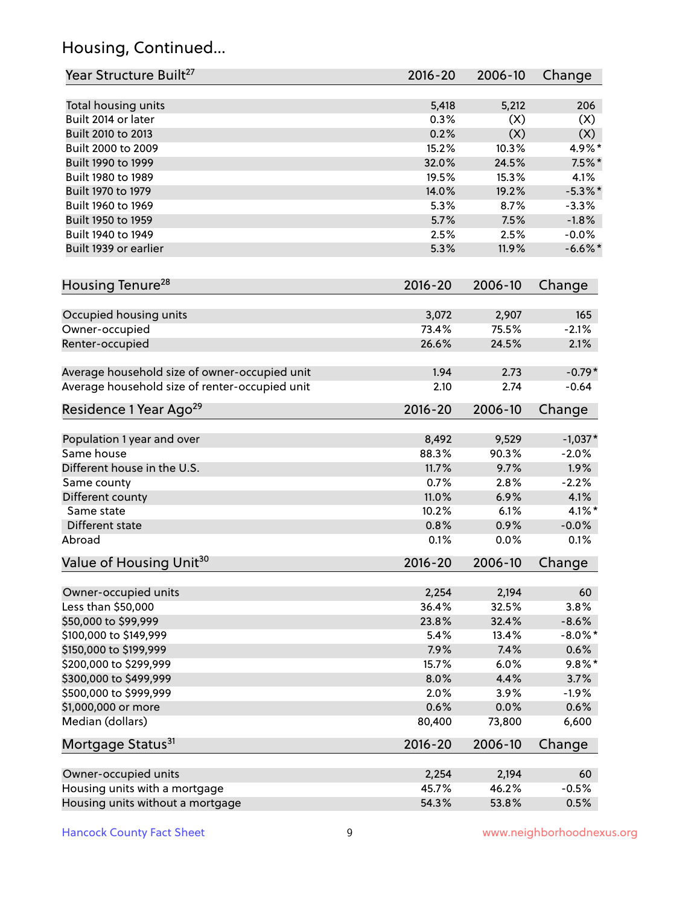## Housing, Continued...

| Year Structure Built[27] | 2016-20 | 2006-10 | Change |
|---|---|---|---|
| Total housing units | 5,418 | 5,212 | 206 |
| Built 2014 or later | 0.3% | (X) | (X) |
| Built 2010 to 2013 | 0.2% | (X) | (X) |
| Built 2000 to 2009 | 15.2% | 10.3% | 4.9%* |
| Built 1990 to 1999 | 32.0% | 24.5% | 7.5%* |
| Built 1980 to 1989 | 19.5% | 15.3% | 4.1% |
| Built 1970 to 1979 | 14.0% | 19.2% | -5.3%* |
| Built 1960 to 1969 | 5.3% | 8.7% | -3.3% |
| Built 1950 to 1959 | 5.7% | 7.5% | -1.8% |
| Built 1940 to 1949 | 2.5% | 2.5% | -0.0% |
| Built 1939 or earlier | 5.3% | 11.9% | -6.6%* |

| Housing Tenure[28] | 2016-20 | 2006-10 | Change |
|---|---|---|---|
| Occupied housing units | 3,072 | 2,907 | 165 |
| Owner-occupied | 73.4% | 75.5% | -2.1% |
| Renter-occupied | 26.6% | 24.5% | 2.1% |
| Average household size of owner-occupied unit | 1.94 | 2.73 | -0.79* |
| Average household size of renter-occupied unit | 2.10 | 2.74 | -0.64 |

| Residence 1 Year Ago[29] | 2016-20 | 2006-10 | Change |
|---|---|---|---|
| Population 1 year and over | 8,492 | 9,529 | -1,037* |
| Same house | 88.3% | 90.3% | -2.0% |
| Different house in the U.S. | 11.7% | 9.7% | 1.9% |
| Same county | 0.7% | 2.8% | -2.2% |
| Different county | 11.0% | 6.9% | 4.1% |
| Same state | 10.2% | 6.1% | 4.1%* |
| Different state | 0.8% | 0.9% | -0.0% |
| Abroad | 0.1% | 0.0% | 0.1% |

| Value of Housing Unit[30] | 2016-20 | 2006-10 | Change |
|---|---|---|---|
| Owner-occupied units | 2,254 | 2,194 | 60 |
| Less than $50,000 | 36.4% | 32.5% | 3.8% |
| $50,000 to $99,999 | 23.8% | 32.4% | -8.6% |
| $100,000 to $149,999 | 5.4% | 13.4% | -8.0%* |
| $150,000 to $199,999 | 7.9% | 7.4% | 0.6% |
| $200,000 to $299,999 | 15.7% | 6.0% | 9.8%* |
| $300,000 to $499,999 | 8.0% | 4.4% | 3.7% |
| $500,000 to $999,999 | 2.0% | 3.9% | -1.9% |
| $1,000,000 or more | 0.6% | 0.0% | 0.6% |
| Median (dollars) | 80,400 | 73,800 | 6,600 |

| Mortgage Status[31] | 2016-20 | 2006-10 | Change |
|---|---|---|---|
| Owner-occupied units | 2,254 | 2,194 | 60 |
| Housing units with a mortgage | 45.7% | 46.2% | -0.5% |
| Housing units without a mortgage | 54.3% | 53.8% | 0.5% |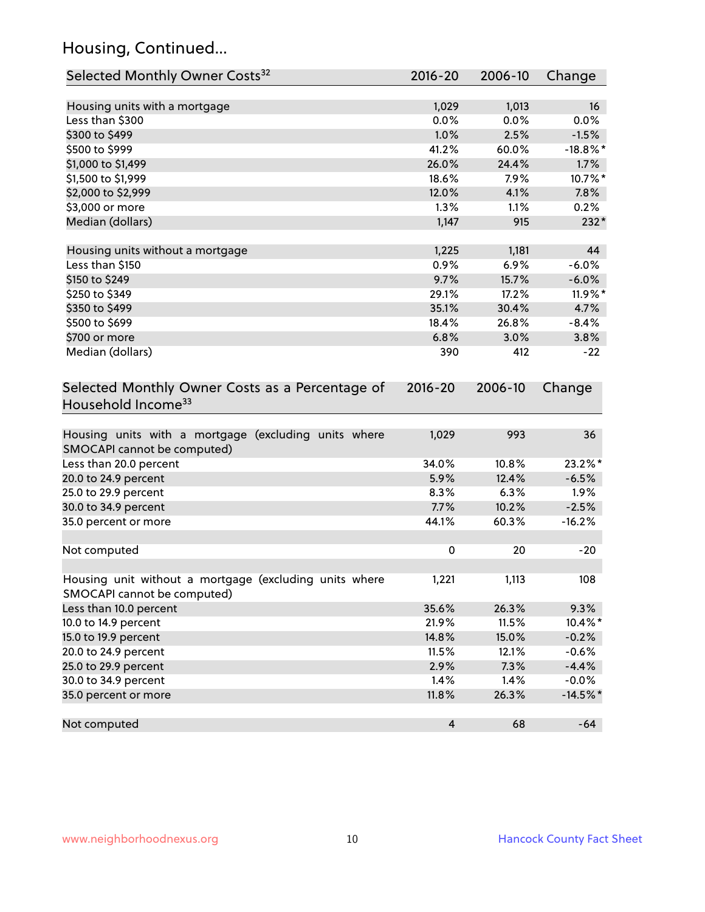## Housing, Continued...

| Selected Monthly Owner Costs[32] | 2016-20 | 2006-10 | Change |
|---|---|---|---|
| Housing units with a mortgage | 1,029 | 1,013 | 16 |
| Less than $300 | 0.0% | 0.0% | 0.0% |
| $300 to $499 | 1.0% | 2.5% | -1.5% |
| $500 to $999 | 41.2% | 60.0% | -18.8%* |
| $1,000 to $1,499 | 26.0% | 24.4% | 1.7% |
| $1,500 to $1,999 | 18.6% | 7.9% | 10.7%* |
| $2,000 to $2,999 | 12.0% | 4.1% | 7.8% |
| $3,000 or more | 1.3% | 1.1% | 0.2% |
| Median (dollars) | 1,147 | 915 | 232* |
| | | | |
| Housing units without a mortgage | 1,225 | 1,181 | 44 |
| Less than $150 | 0.9% | 6.9% | -6.0% |
| $150 to $249 | 9.7% | 15.7% | -6.0% |
| $250 to $349 | 29.1% | 17.2% | 11.9%* |
| $350 to $499 | 35.1% | 30.4% | 4.7% |
| $500 to $699 | 18.4% | 26.8% | -8.4% |
| $700 or more | 6.8% | 3.0% | 3.8% |
| Median (dollars) | 390 | 412 | -22 |

| Selected Monthly Owner Costs as a Percentage of Household Income[33] | 2016-20 | 2006-10 | Change |
|---|---|---|---|
| Housing units with a mortgage (excluding units where SMOCAPI cannot be computed) | 1,029 | 993 | 36 |
| Less than 20.0 percent | 34.0% | 10.8% | 23.2%* |
| 20.0 to 24.9 percent | 5.9% | 12.4% | -6.5% |
| 25.0 to 29.9 percent | 8.3% | 6.3% | 1.9% |
| 30.0 to 34.9 percent | 7.7% | 10.2% | -2.5% |
| 35.0 percent or more | 44.1% | 60.3% | -16.2% |
| | | | |
| Not computed | 0 | 20 | -20 |
| | | | |
| Housing unit without a mortgage (excluding units where SMOCAPI cannot be computed) | 1,221 | 1,113 | 108 |
| Less than 10.0 percent | 35.6% | 26.3% | 9.3% |
| 10.0 to 14.9 percent | 21.9% | 11.5% | 10.4%* |
| 15.0 to 19.9 percent | 14.8% | 15.0% | -0.2% |
| 20.0 to 24.9 percent | 11.5% | 12.1% | -0.6% |
| 25.0 to 29.9 percent | 2.9% | 7.3% | -4.4% |
| 30.0 to 34.9 percent | 1.4% | 1.4% | -0.0% |
| 35.0 percent or more | 11.8% | 26.3% | -14.5%* |
| | | | |
| Not computed | 4 | 68 | -64 |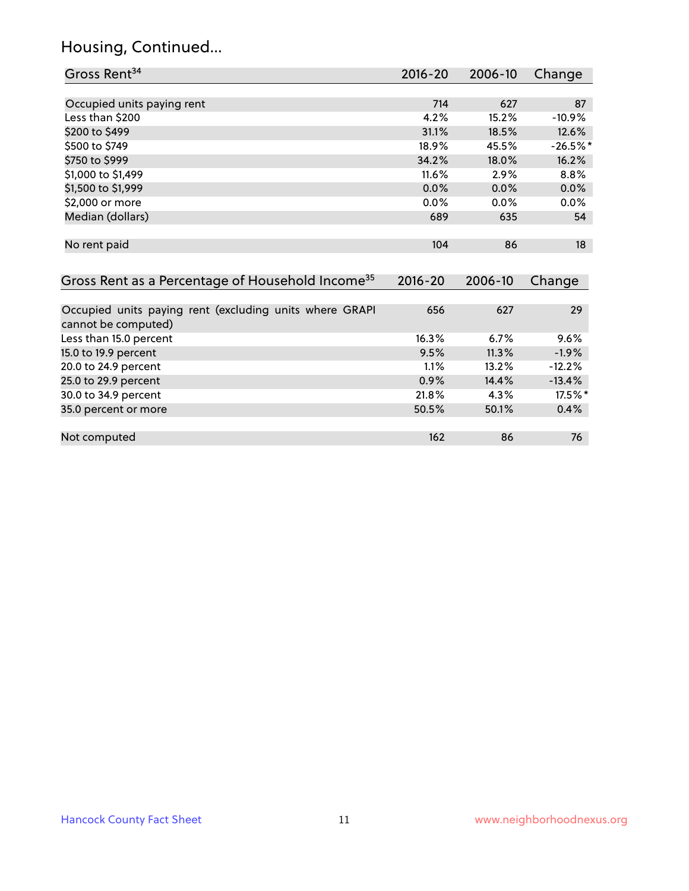## Housing, Continued...

| Gross Rent[34] | 2016-20 | 2006-10 | Change |
|---|---|---|---|
| Occupied units paying rent | 714 | 627 | 87 |
| Less than $200 | 4.2% | 15.2% | -10.9% |
| $200 to $499 | 31.1% | 18.5% | 12.6% |
| $500 to $749 | 18.9% | 45.5% | -26.5%* |
| $750 to $999 | 34.2% | 18.0% | 16.2% |
| $1,000 to $1,499 | 11.6% | 2.9% | 8.8% |
| $1,500 to $1,999 | 0.0% | 0.0% | 0.0% |
| $2,000 or more | 0.0% | 0.0% | 0.0% |
| Median (dollars) | 689 | 635 | 54 |
| No rent paid | 104 | 86 | 18 |

| Gross Rent as a Percentage of Household Income[35] | 2016-20 | 2006-10 | Change |
|---|---|---|---|
| Occupied units paying rent (excluding units where GRAPI cannot be computed) | 656 | 627 | 29 |
| Less than 15.0 percent | 16.3% | 6.7% | 9.6% |
| 15.0 to 19.9 percent | 9.5% | 11.3% | -1.9% |
| 20.0 to 24.9 percent | 1.1% | 13.2% | -12.2% |
| 25.0 to 29.9 percent | 0.9% | 14.4% | -13.4% |
| 30.0 to 34.9 percent | 21.8% | 4.3% | 17.5%* |
| 35.0 percent or more | 50.5% | 50.1% | 0.4% |
| Not computed | 162 | 86 | 76 |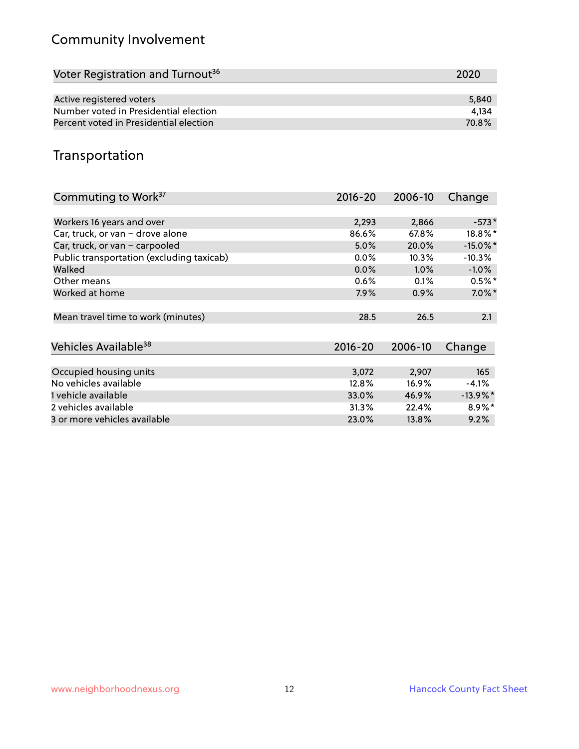## Community Involvement

| Voter Registration and Turnout[36] | 2020 |
|---|---|
| Active registered voters | 5,840 |
| Number voted in Presidential election | 4,134 |
| Percent voted in Presidential election | 70.8% |

## Transportation

| Commuting to Work[37] | 2016-20 | 2006-10 | Change |
|---|---|---|---|
| Workers 16 years and over | 2,293 | 2,866 | -573* |
| Car, truck, or van – drove alone | 86.6% | 67.8% | 18.8%* |
| Car, truck, or van – carpooled | 5.0% | 20.0% | -15.0%* |
| Public transportation (excluding taxicab) | 0.0% | 10.3% | -10.3% |
| Walked | 0.0% | 1.0% | -1.0% |
| Other means | 0.6% | 0.1% | 0.5%* |
| Worked at home | 7.9% | 0.9% | 7.0%* |
| Mean travel time to work (minutes) | 28.5 | 26.5 | 2.1 |

| Vehicles Available[38] | 2016-20 | 2006-10 | Change |
|---|---|---|---|
| Occupied housing units | 3,072 | 2,907 | 165 |
| No vehicles available | 12.8% | 16.9% | -4.1% |
| 1 vehicle available | 33.0% | 46.9% | -13.9%* |
| 2 vehicles available | 31.3% | 22.4% | 8.9%* |
| 3 or more vehicles available | 23.0% | 13.8% | 9.2% |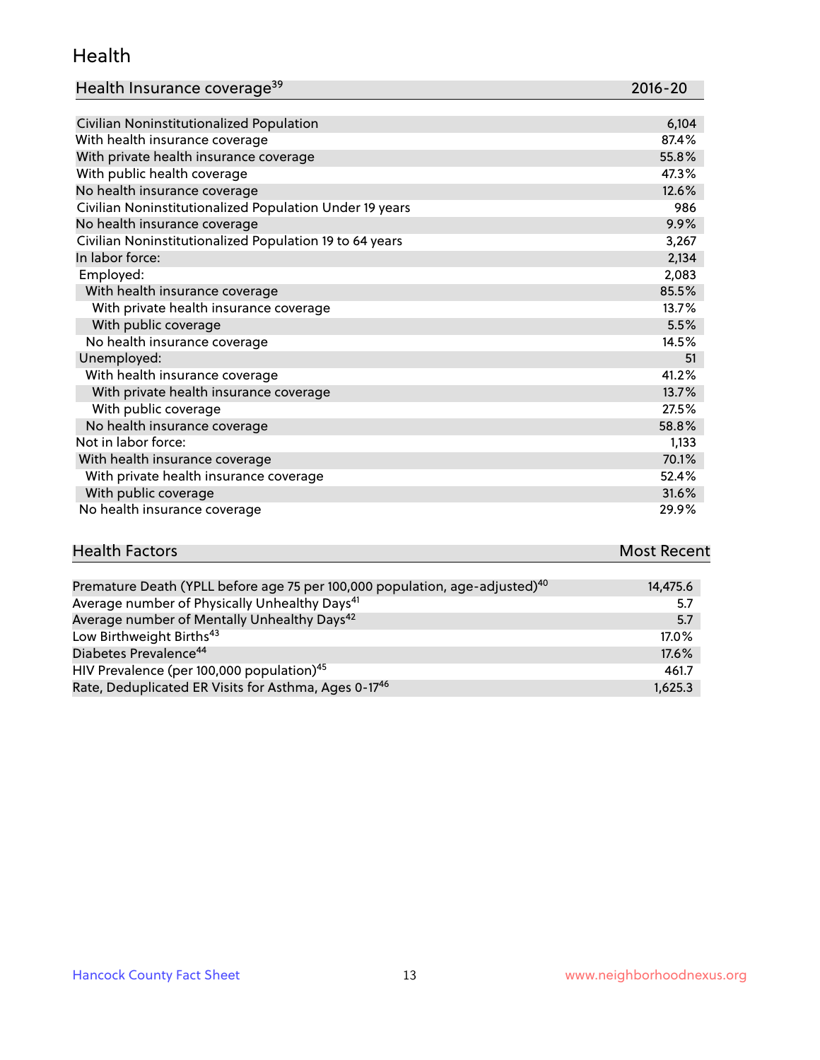## Health

| Health Insurance coverage[39] | 2016-20 |
| --- | --- |
| Civilian Noninstitutionalized Population | 6,104 |
| With health insurance coverage | 87.4% |
| With private health insurance coverage | 55.8% |
| With public health coverage | 47.3% |
| No health insurance coverage | 12.6% |
| Civilian Noninstitutionalized Population Under 19 years | 986 |
| No health insurance coverage | 9.9% |
| Civilian Noninstitutionalized Population 19 to 64 years | 3,267 |
| In labor force: | 2,134 |
| Employed: | 2,083 |
| With health insurance coverage | 85.5% |
| With private health insurance coverage | 13.7% |
| With public coverage | 5.5% |
| No health insurance coverage | 14.5% |
| Unemployed: | 51 |
| With health insurance coverage | 41.2% |
| With private health insurance coverage | 13.7% |
| With public coverage | 27.5% |
| No health insurance coverage | 58.8% |
| Not in labor force: | 1,133 |
| With health insurance coverage | 70.1% |
| With private health insurance coverage | 52.4% |
| With public coverage | 31.6% |
| No health insurance coverage | 29.9% |

| Health Factors | Most Recent |
| --- | --- |
| Premature Death (YPLL before age 75 per 100,000 population, age-adjusted)[40] | 14,475.6 |
| Average number of Physically Unhealthy Days[41] | 5.7 |
| Average number of Mentally Unhealthy Days[42] | 5.7 |
| Low Birthweight Births[43] | 17.0% |
| Diabetes Prevalence[44] | 17.6% |
| HIV Prevalence (per 100,000 population)[45] | 461.7 |
| Rate, Deduplicated ER Visits for Asthma, Ages 0-17[46] | 1,625.3 |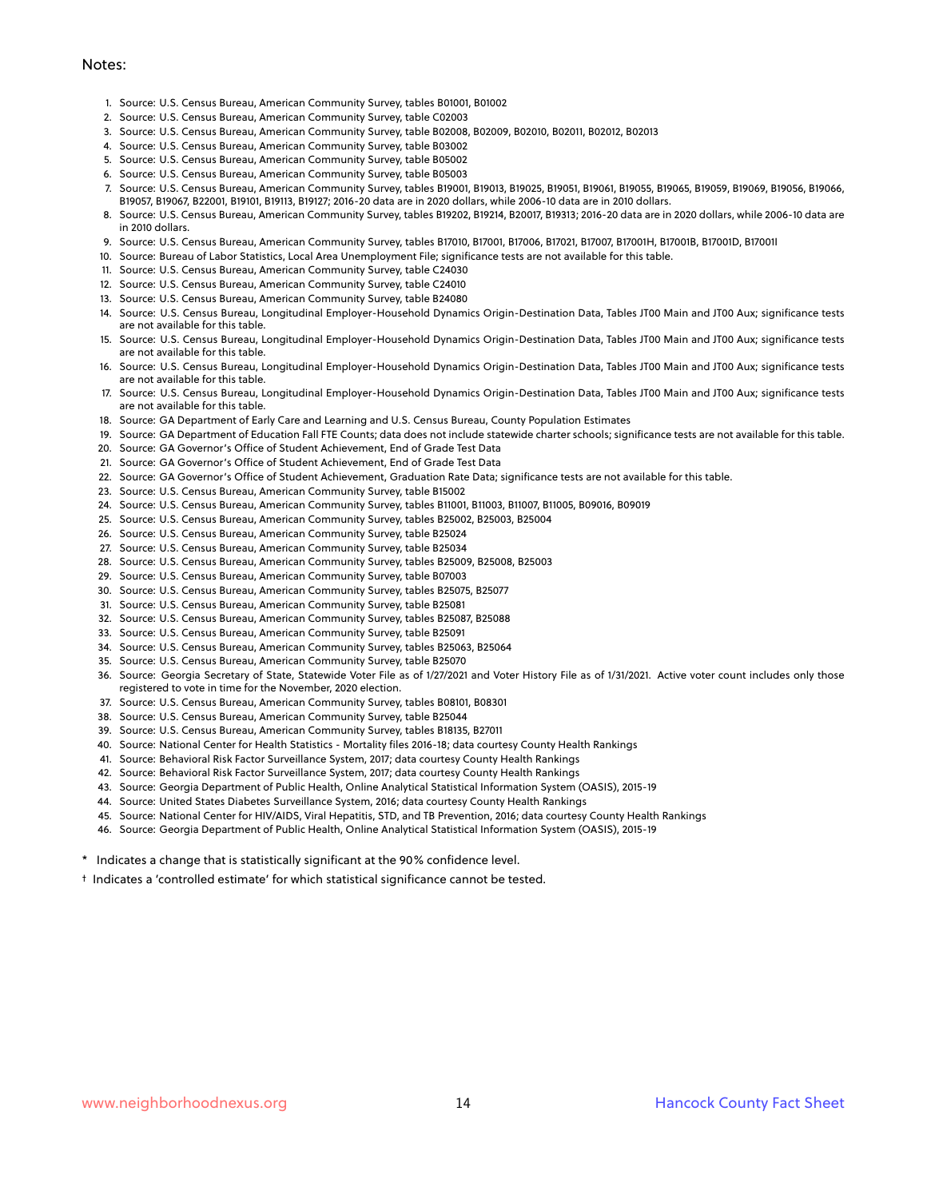Notes:

1. Source: U.S. Census Bureau, American Community Survey, tables B01001, B01002
2. Source: U.S. Census Bureau, American Community Survey, table C02003
3. Source: U.S. Census Bureau, American Community Survey, table B02008, B02009, B02010, B02011, B02012, B02013
4. Source: U.S. Census Bureau, American Community Survey, table B03002
5. Source: U.S. Census Bureau, American Community Survey, table B05002
6. Source: U.S. Census Bureau, American Community Survey, table B05003
7. Source: U.S. Census Bureau, American Community Survey, tables B19001, B19013, B19025, B19051, B19061, B19055, B19065, B19059, B19069, B19056, B19066, B19057, B19067, B22001, B19101, B19113, B19127; 2016-20 data are in 2020 dollars, while 2006-10 data are in 2010 dollars.
8. Source: U.S. Census Bureau, American Community Survey, tables B19202, B19214, B20017, B19313; 2016-20 data are in 2020 dollars, while 2006-10 data are in 2010 dollars.
9. Source: U.S. Census Bureau, American Community Survey, tables B17010, B17001, B17006, B17021, B17007, B17001H, B17001B, B17001D, B17001I
10. Source: Bureau of Labor Statistics, Local Area Unemployment File; significance tests are not available for this table.
11. Source: U.S. Census Bureau, American Community Survey, table C24030
12. Source: U.S. Census Bureau, American Community Survey, table C24010
13. Source: U.S. Census Bureau, American Community Survey, table B24080
14. Source: U.S. Census Bureau, Longitudinal Employer-Household Dynamics Origin-Destination Data, Tables JT00 Main and JT00 Aux; significance tests are not available for this table.
15. Source: U.S. Census Bureau, Longitudinal Employer-Household Dynamics Origin-Destination Data, Tables JT00 Main and JT00 Aux; significance tests are not available for this table.
16. Source: U.S. Census Bureau, Longitudinal Employer-Household Dynamics Origin-Destination Data, Tables JT00 Main and JT00 Aux; significance tests are not available for this table.
17. Source: U.S. Census Bureau, Longitudinal Employer-Household Dynamics Origin-Destination Data, Tables JT00 Main and JT00 Aux; significance tests are not available for this table.
18. Source: GA Department of Early Care and Learning and U.S. Census Bureau, County Population Estimates
19. Source: GA Department of Education Fall FTE Counts; data does not include statewide charter schools; significance tests are not available for this table.
20. Source: GA Governor's Office of Student Achievement, End of Grade Test Data
21. Source: GA Governor's Office of Student Achievement, End of Grade Test Data
22. Source: GA Governor's Office of Student Achievement, Graduation Rate Data; significance tests are not available for this table.
23. Source: U.S. Census Bureau, American Community Survey, table B15002
24. Source: U.S. Census Bureau, American Community Survey, tables B11001, B11003, B11007, B11005, B09016, B09019
25. Source: U.S. Census Bureau, American Community Survey, tables B25002, B25003, B25004
26. Source: U.S. Census Bureau, American Community Survey, table B25024
27. Source: U.S. Census Bureau, American Community Survey, table B25034
28. Source: U.S. Census Bureau, American Community Survey, tables B25009, B25008, B25003
29. Source: U.S. Census Bureau, American Community Survey, table B07003
30. Source: U.S. Census Bureau, American Community Survey, tables B25075, B25077
31. Source: U.S. Census Bureau, American Community Survey, table B25081
32. Source: U.S. Census Bureau, American Community Survey, tables B25087, B25088
33. Source: U.S. Census Bureau, American Community Survey, table B25091
34. Source: U.S. Census Bureau, American Community Survey, tables B25063, B25064
35. Source: U.S. Census Bureau, American Community Survey, table B25070
36. Source: Georgia Secretary of State, Statewide Voter File as of 1/27/2021 and Voter History File as of 1/31/2021. Active voter count includes only those registered to vote in time for the November, 2020 election.
37. Source: U.S. Census Bureau, American Community Survey, tables B08101, B08301
38. Source: U.S. Census Bureau, American Community Survey, table B25044
39. Source: U.S. Census Bureau, American Community Survey, tables B18135, B27011
40. Source: National Center for Health Statistics - Mortality files 2016-18; data courtesy County Health Rankings
41. Source: Behavioral Risk Factor Surveillance System, 2017; data courtesy County Health Rankings
42. Source: Behavioral Risk Factor Surveillance System, 2017; data courtesy County Health Rankings
43. Source: Georgia Department of Public Health, Online Analytical Statistical Information System (OASIS), 2015-19
44. Source: United States Diabetes Surveillance System, 2016; data courtesy County Health Rankings
45. Source: National Center for HIV/AIDS, Viral Hepatitis, STD, and TB Prevention, 2016; data courtesy County Health Rankings
46. Source: Georgia Department of Public Health, Online Analytical Statistical Information System (OASIS), 2015-19

\* Indicates a change that is statistically significant at the 90% confidence level.

† Indicates a 'controlled estimate' for which statistical significance cannot be tested.